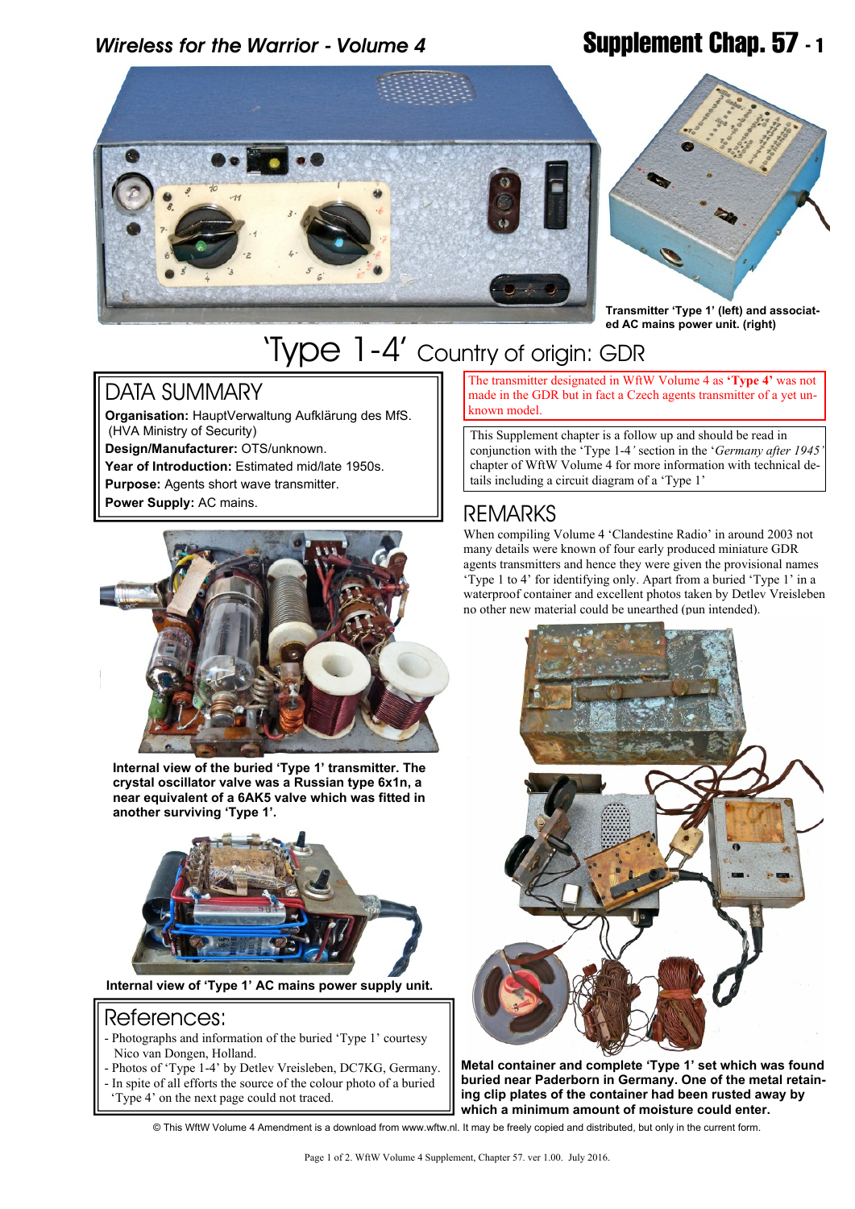# 'Type 1-4' Country of origin: GDR

Transmitter 'Type 1' (left) and associated AC mains power unit. (right)

## DATA SUMMARY

**Organisation:** HauptVerwaltung Aufklärung des MfS. (HVA Ministry of Security)
**Design/Manufacturer:** OTS/unknown.
**Year of Introduction:** Estimated mid/late 1950s.
**Purpose:** Agents short wave transmitter.
**Power Supply:** AC mains.

The transmitter designated in WftW Volume 4 as **'Type 4'** was not made in the GDR but in fact a Czech agents transmitter of a yet unknown model.

This Supplement chapter is a follow up and should be read in conjunction with the 'Type 1-4*'* section in the '*Germany after 1945'* chapter of WftW Volume 4 for more information with technical details including a circuit diagram of a 'Type 1'

## REMARKS

When compiling Volume 4 'Clandestine Radio' in around 2003 not many details were known of four early produced miniature GDR agents transmitters and hence they were given the provisional names 'Type 1 to 4' for identifying only. Apart from a buried 'Type 1' in a waterproof container and excellent photos taken by Detlev Vreisleben no other new material could be unearthed (pun intended).

**Internal view of the buried 'Type 1' transmitter. The crystal oscillator valve was a Russian type 6x1n, a near equivalent of a 6AK5 valve which was fitted in another surviving 'Type 1'.**

**Internal view of 'Type 1' AC mains power supply unit.**

**Metal container and complete 'Type 1' set which was found buried near Paderborn in Germany. One of the metal retaining clip plates of the container had been rusted away by which a minimum amount of moisture could enter.**

## References:

- Photographs and information of the buried 'Type 1' courtesy Nico van Dongen, Holland.
- Photos of 'Type 1-4' by Detlev Vreisleben, DC7KG, Germany.
- In spite of all efforts the source of the colour photo of a buried 'Type 4' on the next page could not traced.

© This WftW Volume 4 Amendment is a download from www.wftw.nl. It may be freely copied and distributed, but only in the current form.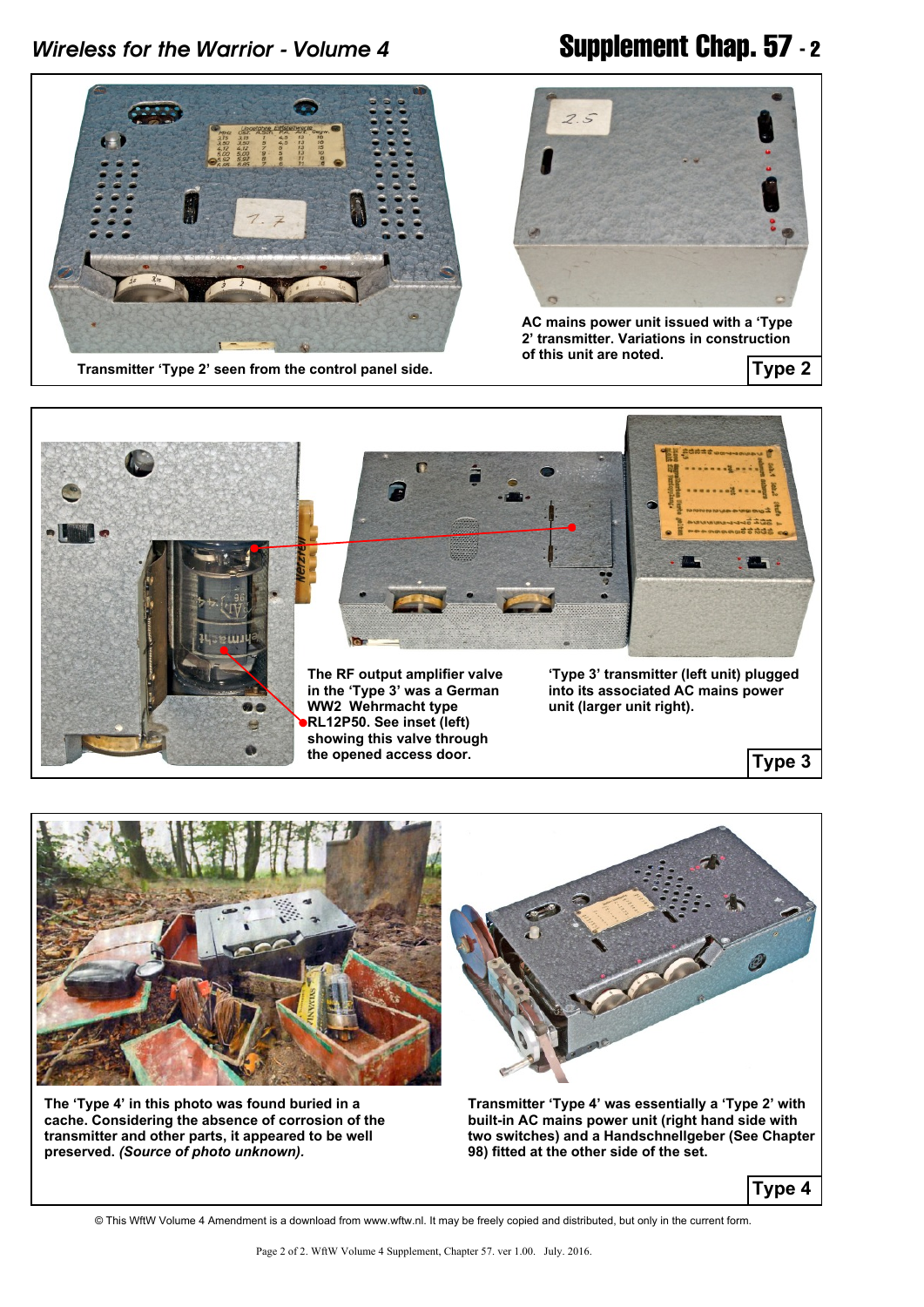Transmitter 'Type 2' seen from the control panel side.

AC mains power unit issued with a 'Type 2' transmitter. Variations in construction of this unit are noted.

Type 2

The RF output amplifier valve in the 'Type 3' was a German WW2 Wehrmacht type RL12P50. See inset (left) showing this valve through the opened access door.

'Type 3' transmitter (left unit) plugged into its associated AC mains power unit (larger unit right).

Type 3

The 'Type 4' in this photo was found buried in a cache. Considering the absence of corrosion of the transmitter and other parts, it appeared to be well preserved. *(Source of photo unknown).*

Transmitter 'Type 4' was essentially a 'Type 2' with built-in AC mains power unit (right hand side with two switches) and a Handschnellgeber (See Chapter 98) fitted at the other side of the set.

Type 4

© This WftW Volume 4 Amendment is a download from www.wftw.nl. It may be freely copied and distributed, but only in the current form.